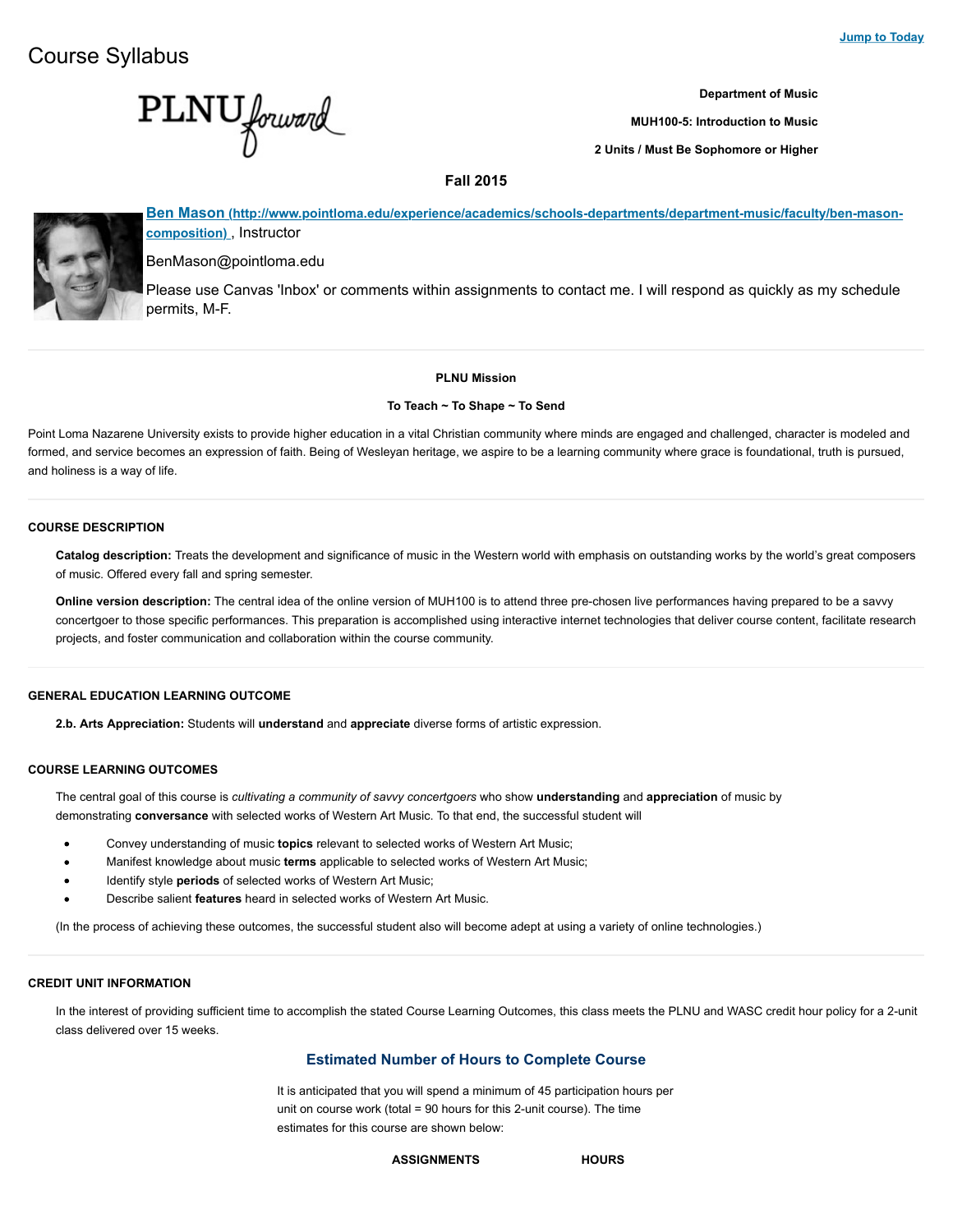Jump to Today

# Course Syllabus

**Department of Music**

**MUH100-5: Introduction to Music**

**2 Units / Must Be Sophomore or Higher**

**Fall 2015**

**Ben Mason (http://www.pointloma.edu/experience/academics/schools-departments/department-music/faculty/ben-mason-composition)**, Instructor

BenMason@pointloma.edu

Please use Canvas 'Inbox' or comments within assignments to contact me. I will respond as quickly as my schedule permits, M-F.

---

**PLNU Mission**

**To Teach ~ To Shape ~ To Send**

Point Loma Nazarene University exists to provide higher education in a vital Christian community where minds are engaged and challenged, character is modeled and formed, and service becomes an expression of faith. Being of Wesleyan heritage, we aspire to be a learning community where grace is foundational, truth is pursued, and holiness is a way of life.

---

### COURSE DESCRIPTION

**Catalog description:** Treats the development and significance of music in the Western world with emphasis on outstanding works by the world's great composers of music. Offered every fall and spring semester.

**Online version description:** The central idea of the online version of MUH100 is to attend three pre-chosen live performances having prepared to be a savvy concertgoer to those specific performances. This preparation is accomplished using interactive internet technologies that deliver course content, facilitate research projects, and foster communication and collaboration within the course community.

---

### GENERAL EDUCATION LEARNING OUTCOME

**2.b. Arts Appreciation:** Students will **understand** and **appreciate** diverse forms of artistic expression.

### COURSE LEARNING OUTCOMES

The central goal of this course is *cultivating a community of savvy concertgoers* who show **understanding** and **appreciation** of music by demonstrating **conversance** with selected works of Western Art Music. To that end, the successful student will

- Convey understanding of music **topics** relevant to selected works of Western Art Music;
- Manifest knowledge about music **terms** applicable to selected works of Western Art Music;
- Identify style **periods** of selected works of Western Art Music;
- Describe salient **features** heard in selected works of Western Art Music.

(In the process of achieving these outcomes, the successful student also will become adept at using a variety of online technologies.)

---

### CREDIT UNIT INFORMATION

In the interest of providing sufficient time to accomplish the stated Course Learning Outcomes, this class meets the PLNU and WASC credit hour policy for a 2-unit class delivered over 15 weeks.

## Estimated Number of Hours to Complete Course

It is anticipated that you will spend a minimum of 45 participation hours per unit on course work (total = 90 hours for this 2-unit course). The time estimates for this course are shown below:

| ASSIGNMENTS | HOURS |
| --- | --- |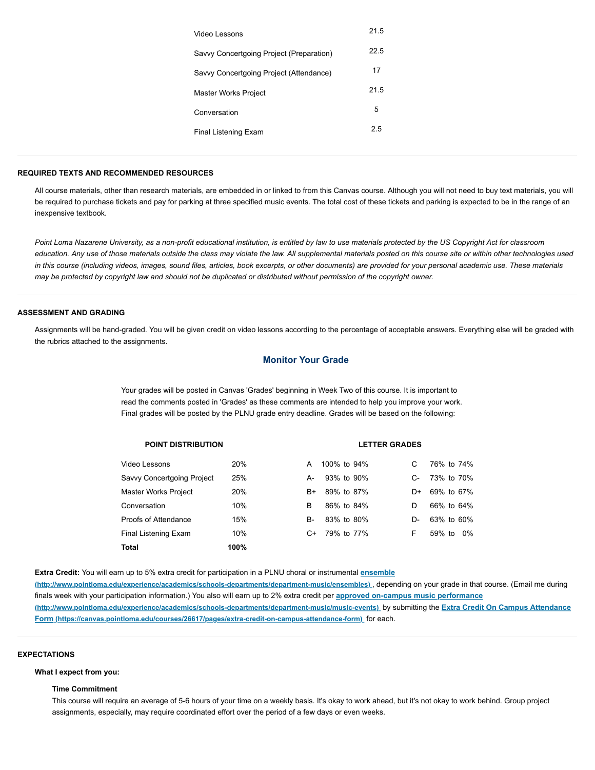| | |
|---|---|
| Video Lessons | 21.5 |
| Savvy Concertgoing Project (Preparation) | 22.5 |
| Savvy Concertgoing Project (Attendance) | 17 |
| Master Works Project | 21.5 |
| Conversation | 5 |
| Final Listening Exam | 2.5 |

## REQUIRED TEXTS AND RECOMMENDED RESOURCES

All course materials, other than research materials, are embedded in or linked to from this Canvas course. Although you will not need to buy text materials, you will be required to purchase tickets and pay for parking at three specified music events. The total cost of these tickets and parking is expected to be in the range of an inexpensive textbook.

*Point Loma Nazarene University, as a non-profit educational institution, is entitled by law to use materials protected by the US Copyright Act for classroom education. Any use of those materials outside the class may violate the law. All supplemental materials posted on this course site or within other technologies used in this course (including videos, images, sound files, articles, book excerpts, or other documents) are provided for your personal academic use. These materials may be protected by copyright law and should not be duplicated or distributed without permission of the copyright owner.*

## ASSESSMENT AND GRADING

Assignments will be hand-graded. You will be given credit on video lessons according to the percentage of acceptable answers. Everything else will be graded with the rubrics attached to the assignments.

### Monitor Your Grade

Your grades will be posted in Canvas 'Grades' beginning in Week Two of this course. It is important to read the comments posted in 'Grades' as these comments are intended to help you improve your work. Final grades will be posted by the PLNU grade entry deadline. Grades will be based on the following:

**POINT DISTRIBUTION**

| | |
|---|---|
| Video Lessons | 20% |
| Savvy Concertgoing Project | 25% |
| Master Works Project | 20% |
| Conversation | 10% |
| Proofs of Attendance | 15% |
| Final Listening Exam | 10% |
| **Total** | **100%** |

**LETTER GRADES**

| | | | |
|---|---|---|---|
| A | 100% to 94% | C | 76% to 74% |
| A- | 93% to 90% | C- | 73% to 70% |
| B+ | 89% to 87% | D+ | 69% to 67% |
| B | 86% to 84% | D | 66% to 64% |
| B- | 83% to 80% | D- | 63% to 60% |
| C+ | 79% to 77% | F | 59% to 0% |

**Extra Credit:** You will earn up to 5% extra credit for participation in a PLNU choral or instrumental **ensemble (http://www.pointloma.edu/experience/academics/schools-departments/department-music/ensembles)**, depending on your grade in that course. (Email me during finals week with your participation information.) You also will earn up to 2% extra credit per **approved on-campus music performance (http://www.pointloma.edu/experience/academics/schools-departments/department-music/music-events)** by submitting the **Extra Credit On Campus Attendance Form (https://canvas.pointloma.edu/courses/26617/pages/extra-credit-on-campus-attendance-form)** for each.

## EXPECTATIONS

**What I expect from you:**

**Time Commitment**

This course will require an average of 5-6 hours of your time on a weekly basis. It's okay to work ahead, but it's not okay to work behind. Group project assignments, especially, may require coordinated effort over the period of a few days or even weeks.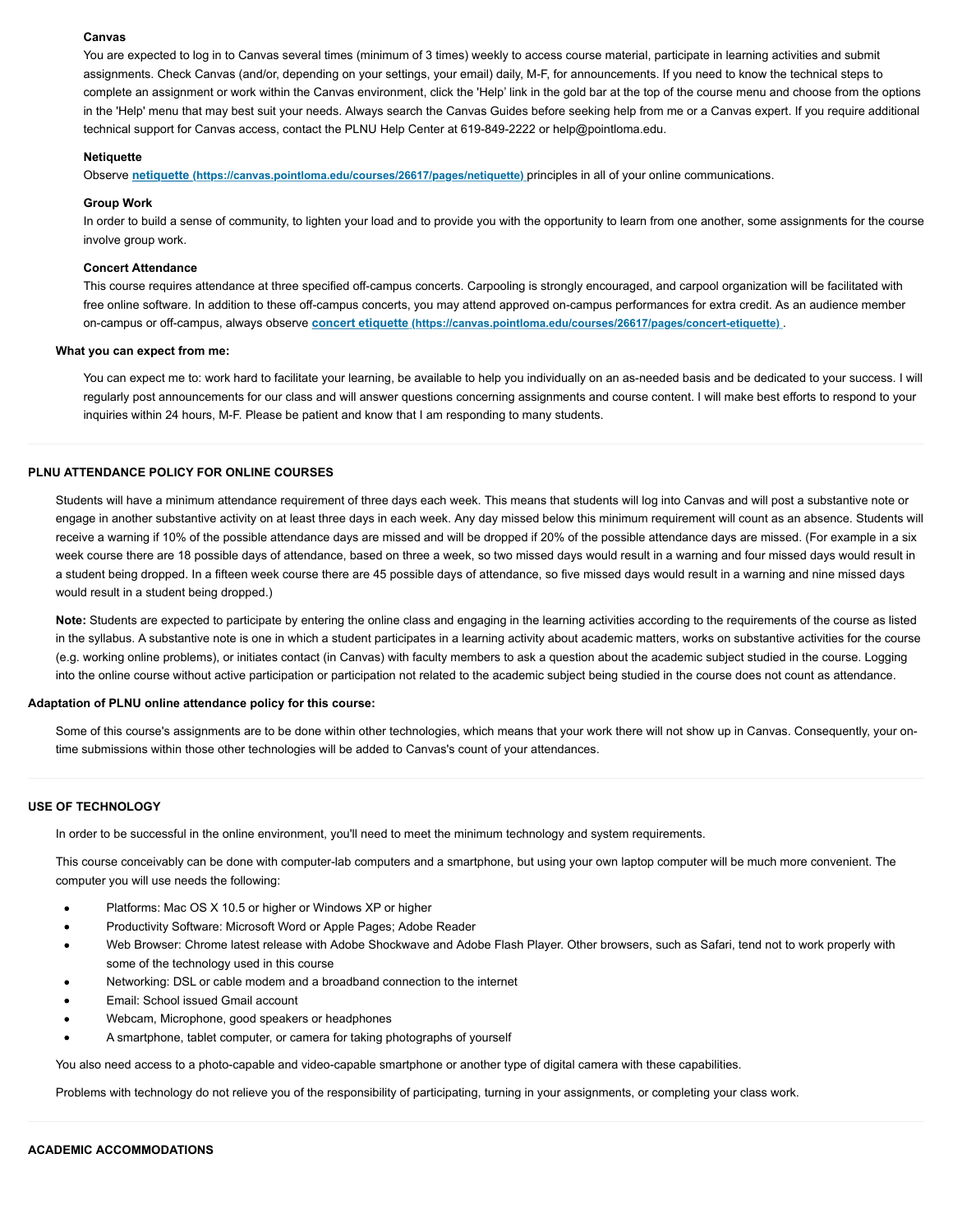**Canvas**

You are expected to log in to Canvas several times (minimum of 3 times) weekly to access course material, participate in learning activities and submit assignments. Check Canvas (and/or, depending on your settings, your email) daily, M-F, for announcements. If you need to know the technical steps to complete an assignment or work within the Canvas environment, click the 'Help' link in the gold bar at the top of the course menu and choose from the options in the 'Help' menu that may best suit your needs. Always search the Canvas Guides before seeking help from me or a Canvas expert. If you require additional technical support for Canvas access, contact the PLNU Help Center at 619-849-2222 or help@pointloma.edu.

**Netiquette**

Observe [netiquette (https://canvas.pointloma.edu/courses/26617/pages/netiquette)](https://canvas.pointloma.edu/courses/26617/pages/netiquette) principles in all of your online communications.

**Group Work**

In order to build a sense of community, to lighten your load and to provide you with the opportunity to learn from one another, some assignments for the course involve group work.

**Concert Attendance**

This course requires attendance at three specified off-campus concerts. Carpooling is strongly encouraged, and carpool organization will be facilitated with free online software. In addition to these off-campus concerts, you may attend approved on-campus performances for extra credit. As an audience member on-campus or off-campus, always observe [concert etiquette (https://canvas.pointloma.edu/courses/26617/pages/concert-etiquette)](https://canvas.pointloma.edu/courses/26617/pages/concert-etiquette).

**What you can expect from me:**

You can expect me to: work hard to facilitate your learning, be available to help you individually on an as-needed basis and be dedicated to your success. I will regularly post announcements for our class and will answer questions concerning assignments and course content. I will make best efforts to respond to your inquiries within 24 hours, M-F. Please be patient and know that I am responding to many students.

---

**PLNU ATTENDANCE POLICY FOR ONLINE COURSES**

Students will have a minimum attendance requirement of three days each week. This means that students will log into Canvas and will post a substantive note or engage in another substantive activity on at least three days in each week. Any day missed below this minimum requirement will count as an absence. Students will receive a warning if 10% of the possible attendance days are missed and will be dropped if 20% of the possible attendance days are missed. (For example in a six week course there are 18 possible days of attendance, based on three a week, so two missed days would result in a warning and four missed days would result in a student being dropped. In a fifteen week course there are 45 possible days of attendance, so five missed days would result in a warning and nine missed days would result in a student being dropped.)

**Note:** Students are expected to participate by entering the online class and engaging in the learning activities according to the requirements of the course as listed in the syllabus. A substantive note is one in which a student participates in a learning activity about academic matters, works on substantive activities for the course (e.g. working online problems), or initiates contact (in Canvas) with faculty members to ask a question about the academic subject studied in the course. Logging into the online course without active participation or participation not related to the academic subject being studied in the course does not count as attendance.

**Adaptation of PLNU online attendance policy for this course:**

Some of this course's assignments are to be done within other technologies, which means that your work there will not show up in Canvas. Consequently, your on-time submissions within those other technologies will be added to Canvas's count of your attendances.

---

**USE OF TECHNOLOGY**

In order to be successful in the online environment, you'll need to meet the minimum technology and system requirements.

This course conceivably can be done with computer-lab computers and a smartphone, but using your own laptop computer will be much more convenient. The computer you will use needs the following:

- Platforms: Mac OS X 10.5 or higher or Windows XP or higher
- Productivity Software: Microsoft Word or Apple Pages; Adobe Reader
- Web Browser: Chrome latest release with Adobe Shockwave and Adobe Flash Player. Other browsers, such as Safari, tend not to work properly with some of the technology used in this course
- Networking: DSL or cable modem and a broadband connection to the internet
- Email: School issued Gmail account
- Webcam, Microphone, good speakers or headphones
- A smartphone, tablet computer, or camera for taking photographs of yourself

You also need access to a photo-capable and video-capable smartphone or another type of digital camera with these capabilities.

Problems with technology do not relieve you of the responsibility of participating, turning in your assignments, or completing your class work.

---

**ACADEMIC ACCOMMODATIONS**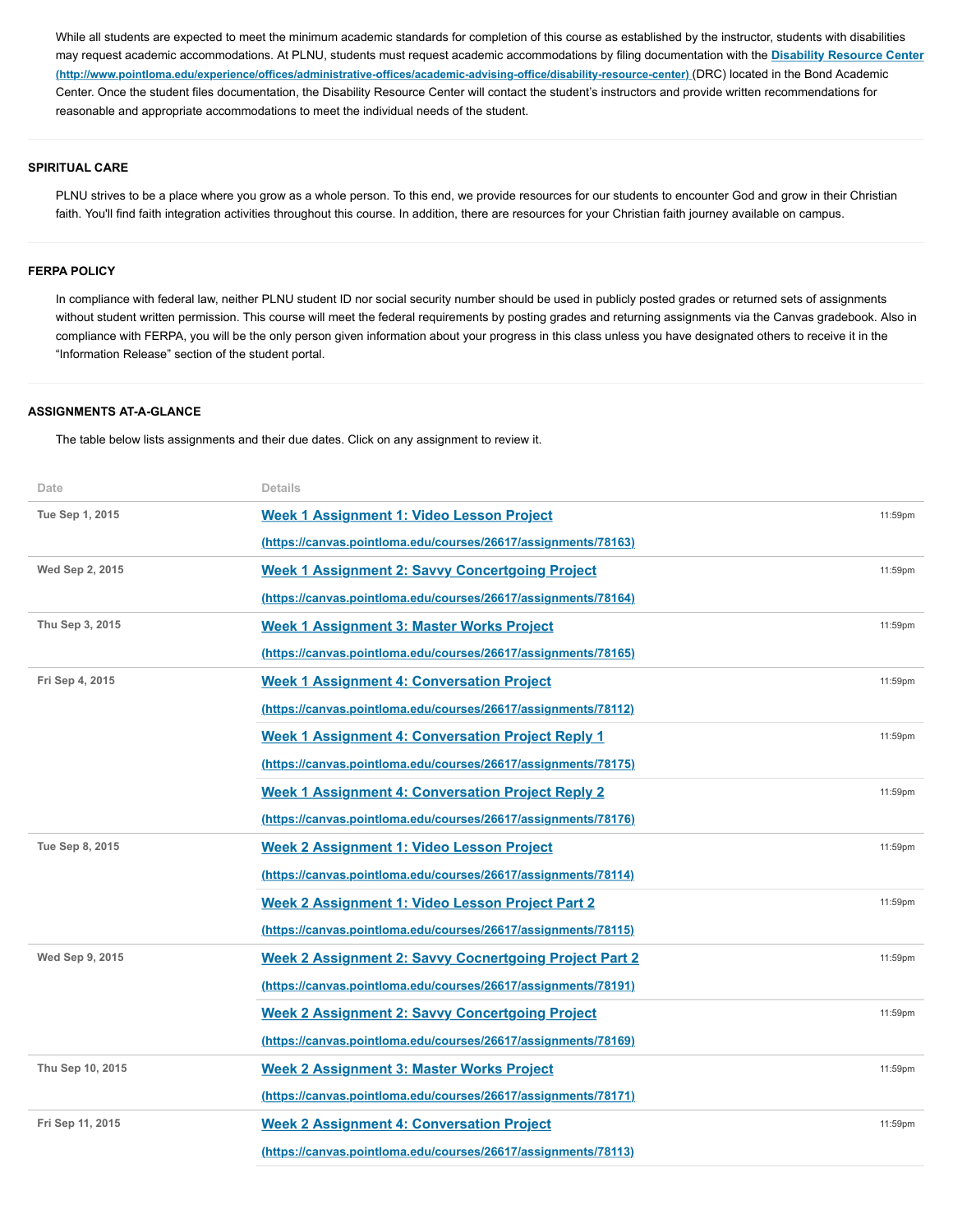While all students are expected to meet the minimum academic standards for completion of this course as established by the instructor, students with disabilities may request academic accommodations. At PLNU, students must request academic accommodations by filing documentation with the **Disability Resource Center (http://www.pointloma.edu/experience/offices/administrative-offices/academic-advising-office/disability-resource-center)** (DRC) located in the Bond Academic Center. Once the student files documentation, the Disability Resource Center will contact the student's instructors and provide written recommendations for reasonable and appropriate accommodations to meet the individual needs of the student.

### SPIRITUAL CARE

PLNU strives to be a place where you grow as a whole person. To this end, we provide resources for our students to encounter God and grow in their Christian faith. You'll find faith integration activities throughout this course. In addition, there are resources for your Christian faith journey available on campus.

### FERPA POLICY

In compliance with federal law, neither PLNU student ID nor social security number should be used in publicly posted grades or returned sets of assignments without student written permission. This course will meet the federal requirements by posting grades and returning assignments via the Canvas gradebook. Also in compliance with FERPA, you will be the only person given information about your progress in this class unless you have designated others to receive it in the "Information Release" section of the student portal.

### ASSIGNMENTS AT-A-GLANCE

The table below lists assignments and their due dates. Click on any assignment to review it.

| Date | Details | |
|---|---|---|
| Tue Sep 1, 2015 | **Week 1 Assignment 1: Video Lesson Project (https://canvas.pointloma.edu/courses/26617/assignments/78163)** | 11:59pm |
| Wed Sep 2, 2015 | **Week 1 Assignment 2: Savvy Concertgoing Project (https://canvas.pointloma.edu/courses/26617/assignments/78164)** | 11:59pm |
| Thu Sep 3, 2015 | **Week 1 Assignment 3: Master Works Project (https://canvas.pointloma.edu/courses/26617/assignments/78165)** | 11:59pm |
| Fri Sep 4, 2015 | **Week 1 Assignment 4: Conversation Project (https://canvas.pointloma.edu/courses/26617/assignments/78112)** | 11:59pm |
| | **Week 1 Assignment 4: Conversation Project Reply 1 (https://canvas.pointloma.edu/courses/26617/assignments/78175)** | 11:59pm |
| | **Week 1 Assignment 4: Conversation Project Reply 2 (https://canvas.pointloma.edu/courses/26617/assignments/78176)** | 11:59pm |
| Tue Sep 8, 2015 | **Week 2 Assignment 1: Video Lesson Project (https://canvas.pointloma.edu/courses/26617/assignments/78114)** | 11:59pm |
| | **Week 2 Assignment 1: Video Lesson Project Part 2 (https://canvas.pointloma.edu/courses/26617/assignments/78115)** | 11:59pm |
| Wed Sep 9, 2015 | **Week 2 Assignment 2: Savvy Cocnertgoing Project Part 2 (https://canvas.pointloma.edu/courses/26617/assignments/78191)** | 11:59pm |
| | **Week 2 Assignment 2: Savvy Concertgoing Project (https://canvas.pointloma.edu/courses/26617/assignments/78169)** | 11:59pm |
| Thu Sep 10, 2015 | **Week 2 Assignment 3: Master Works Project (https://canvas.pointloma.edu/courses/26617/assignments/78171)** | 11:59pm |
| Fri Sep 11, 2015 | **Week 2 Assignment 4: Conversation Project (https://canvas.pointloma.edu/courses/26617/assignments/78113)** | 11:59pm |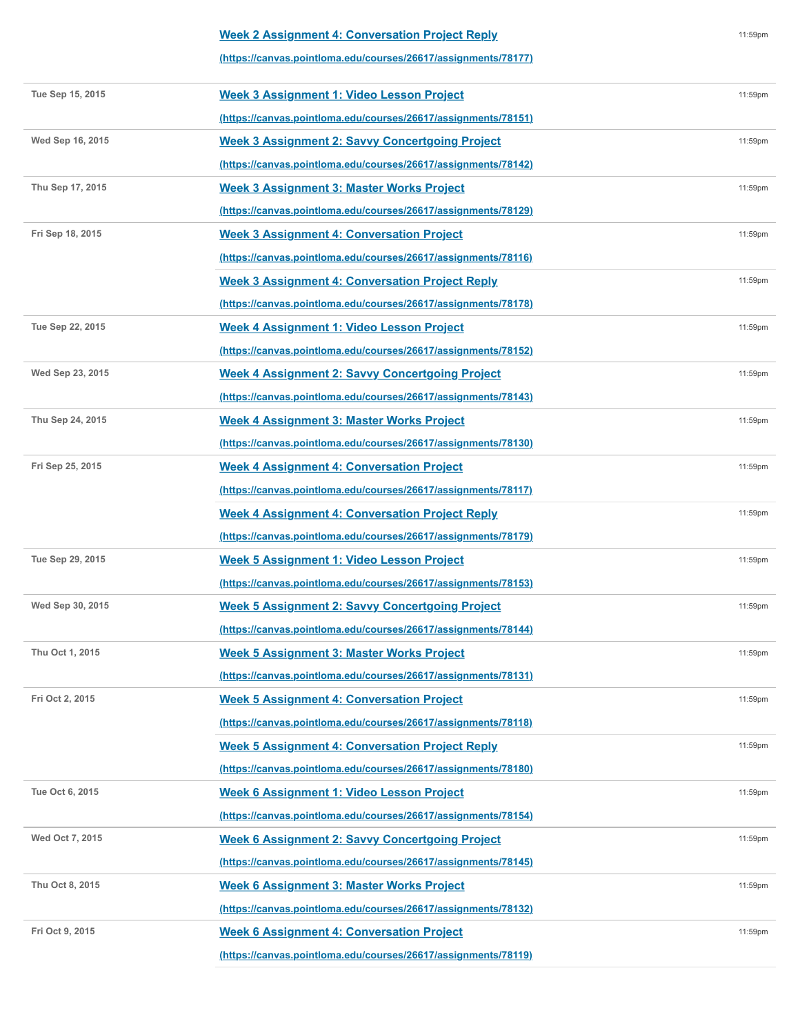| | | |
|---|---|---|
| | [Week 2 Assignment 4: Conversation Project Reply](https://canvas.pointloma.edu/courses/26617/assignments/78177) (https://canvas.pointloma.edu/courses/26617/assignments/78177) | 11:59pm |
| Tue Sep 15, 2015 | [Week 3 Assignment 1: Video Lesson Project](https://canvas.pointloma.edu/courses/26617/assignments/78151) (https://canvas.pointloma.edu/courses/26617/assignments/78151) | 11:59pm |
| Wed Sep 16, 2015 | [Week 3 Assignment 2: Savvy Concertgoing Project](https://canvas.pointloma.edu/courses/26617/assignments/78142) (https://canvas.pointloma.edu/courses/26617/assignments/78142) | 11:59pm |
| Thu Sep 17, 2015 | [Week 3 Assignment 3: Master Works Project](https://canvas.pointloma.edu/courses/26617/assignments/78129) (https://canvas.pointloma.edu/courses/26617/assignments/78129) | 11:59pm |
| Fri Sep 18, 2015 | [Week 3 Assignment 4: Conversation Project](https://canvas.pointloma.edu/courses/26617/assignments/78116) (https://canvas.pointloma.edu/courses/26617/assignments/78116) | 11:59pm |
| | [Week 3 Assignment 4: Conversation Project Reply](https://canvas.pointloma.edu/courses/26617/assignments/78178) (https://canvas.pointloma.edu/courses/26617/assignments/78178) | 11:59pm |
| Tue Sep 22, 2015 | [Week 4 Assignment 1: Video Lesson Project](https://canvas.pointloma.edu/courses/26617/assignments/78152) (https://canvas.pointloma.edu/courses/26617/assignments/78152) | 11:59pm |
| Wed Sep 23, 2015 | [Week 4 Assignment 2: Savvy Concertgoing Project](https://canvas.pointloma.edu/courses/26617/assignments/78143) (https://canvas.pointloma.edu/courses/26617/assignments/78143) | 11:59pm |
| Thu Sep 24, 2015 | [Week 4 Assignment 3: Master Works Project](https://canvas.pointloma.edu/courses/26617/assignments/78130) (https://canvas.pointloma.edu/courses/26617/assignments/78130) | 11:59pm |
| Fri Sep 25, 2015 | [Week 4 Assignment 4: Conversation Project](https://canvas.pointloma.edu/courses/26617/assignments/78117) (https://canvas.pointloma.edu/courses/26617/assignments/78117) | 11:59pm |
| | [Week 4 Assignment 4: Conversation Project Reply](https://canvas.pointloma.edu/courses/26617/assignments/78179) (https://canvas.pointloma.edu/courses/26617/assignments/78179) | 11:59pm |
| Tue Sep 29, 2015 | [Week 5 Assignment 1: Video Lesson Project](https://canvas.pointloma.edu/courses/26617/assignments/78153) (https://canvas.pointloma.edu/courses/26617/assignments/78153) | 11:59pm |
| Wed Sep 30, 2015 | [Week 5 Assignment 2: Savvy Concertgoing Project](https://canvas.pointloma.edu/courses/26617/assignments/78144) (https://canvas.pointloma.edu/courses/26617/assignments/78144) | 11:59pm |
| Thu Oct 1, 2015 | [Week 5 Assignment 3: Master Works Project](https://canvas.pointloma.edu/courses/26617/assignments/78131) (https://canvas.pointloma.edu/courses/26617/assignments/78131) | 11:59pm |
| Fri Oct 2, 2015 | [Week 5 Assignment 4: Conversation Project](https://canvas.pointloma.edu/courses/26617/assignments/78118) (https://canvas.pointloma.edu/courses/26617/assignments/78118) | 11:59pm |
| | [Week 5 Assignment 4: Conversation Project Reply](https://canvas.pointloma.edu/courses/26617/assignments/78180) (https://canvas.pointloma.edu/courses/26617/assignments/78180) | 11:59pm |
| Tue Oct 6, 2015 | [Week 6 Assignment 1: Video Lesson Project](https://canvas.pointloma.edu/courses/26617/assignments/78154) (https://canvas.pointloma.edu/courses/26617/assignments/78154) | 11:59pm |
| Wed Oct 7, 2015 | [Week 6 Assignment 2: Savvy Concertgoing Project](https://canvas.pointloma.edu/courses/26617/assignments/78145) (https://canvas.pointloma.edu/courses/26617/assignments/78145) | 11:59pm |
| Thu Oct 8, 2015 | [Week 6 Assignment 3: Master Works Project](https://canvas.pointloma.edu/courses/26617/assignments/78132) (https://canvas.pointloma.edu/courses/26617/assignments/78132) | 11:59pm |
| Fri Oct 9, 2015 | [Week 6 Assignment 4: Conversation Project](https://canvas.pointloma.edu/courses/26617/assignments/78119) (https://canvas.pointloma.edu/courses/26617/assignments/78119) | 11:59pm |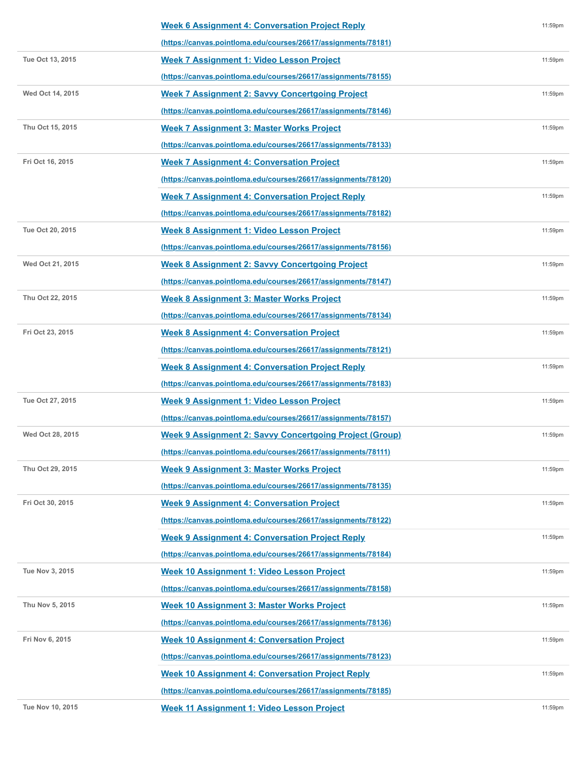| | | |
|---|---|---|
| | [Week 6 Assignment 4: Conversation Project Reply](https://canvas.pointloma.edu/courses/26617/assignments/78181) (https://canvas.pointloma.edu/courses/26617/assignments/78181) | 11:59pm |
| Tue Oct 13, 2015 | [Week 7 Assignment 1: Video Lesson Project](https://canvas.pointloma.edu/courses/26617/assignments/78155) (https://canvas.pointloma.edu/courses/26617/assignments/78155) | 11:59pm |
| Wed Oct 14, 2015 | [Week 7 Assignment 2: Savvy Concertgoing Project](https://canvas.pointloma.edu/courses/26617/assignments/78146) (https://canvas.pointloma.edu/courses/26617/assignments/78146) | 11:59pm |
| Thu Oct 15, 2015 | [Week 7 Assignment 3: Master Works Project](https://canvas.pointloma.edu/courses/26617/assignments/78133) (https://canvas.pointloma.edu/courses/26617/assignments/78133) | 11:59pm |
| Fri Oct 16, 2015 | [Week 7 Assignment 4: Conversation Project](https://canvas.pointloma.edu/courses/26617/assignments/78120) (https://canvas.pointloma.edu/courses/26617/assignments/78120) | 11:59pm |
| | [Week 7 Assignment 4: Conversation Project Reply](https://canvas.pointloma.edu/courses/26617/assignments/78182) (https://canvas.pointloma.edu/courses/26617/assignments/78182) | 11:59pm |
| Tue Oct 20, 2015 | [Week 8 Assignment 1: Video Lesson Project](https://canvas.pointloma.edu/courses/26617/assignments/78156) (https://canvas.pointloma.edu/courses/26617/assignments/78156) | 11:59pm |
| Wed Oct 21, 2015 | [Week 8 Assignment 2: Savvy Concertgoing Project](https://canvas.pointloma.edu/courses/26617/assignments/78147) (https://canvas.pointloma.edu/courses/26617/assignments/78147) | 11:59pm |
| Thu Oct 22, 2015 | [Week 8 Assignment 3: Master Works Project](https://canvas.pointloma.edu/courses/26617/assignments/78134) (https://canvas.pointloma.edu/courses/26617/assignments/78134) | 11:59pm |
| Fri Oct 23, 2015 | [Week 8 Assignment 4: Conversation Project](https://canvas.pointloma.edu/courses/26617/assignments/78121) (https://canvas.pointloma.edu/courses/26617/assignments/78121) | 11:59pm |
| | [Week 8 Assignment 4: Conversation Project Reply](https://canvas.pointloma.edu/courses/26617/assignments/78183) (https://canvas.pointloma.edu/courses/26617/assignments/78183) | 11:59pm |
| Tue Oct 27, 2015 | [Week 9 Assignment 1: Video Lesson Project](https://canvas.pointloma.edu/courses/26617/assignments/78157) (https://canvas.pointloma.edu/courses/26617/assignments/78157) | 11:59pm |
| Wed Oct 28, 2015 | [Week 9 Assignment 2: Savvy Concertgoing Project (Group)](https://canvas.pointloma.edu/courses/26617/assignments/78111) (https://canvas.pointloma.edu/courses/26617/assignments/78111) | 11:59pm |
| Thu Oct 29, 2015 | [Week 9 Assignment 3: Master Works Project](https://canvas.pointloma.edu/courses/26617/assignments/78135) (https://canvas.pointloma.edu/courses/26617/assignments/78135) | 11:59pm |
| Fri Oct 30, 2015 | [Week 9 Assignment 4: Conversation Project](https://canvas.pointloma.edu/courses/26617/assignments/78122) (https://canvas.pointloma.edu/courses/26617/assignments/78122) | 11:59pm |
| | [Week 9 Assignment 4: Conversation Project Reply](https://canvas.pointloma.edu/courses/26617/assignments/78184) (https://canvas.pointloma.edu/courses/26617/assignments/78184) | 11:59pm |
| Tue Nov 3, 2015 | [Week 10 Assignment 1: Video Lesson Project](https://canvas.pointloma.edu/courses/26617/assignments/78158) (https://canvas.pointloma.edu/courses/26617/assignments/78158) | 11:59pm |
| Thu Nov 5, 2015 | [Week 10 Assignment 3: Master Works Project](https://canvas.pointloma.edu/courses/26617/assignments/78136) (https://canvas.pointloma.edu/courses/26617/assignments/78136) | 11:59pm |
| Fri Nov 6, 2015 | [Week 10 Assignment 4: Conversation Project](https://canvas.pointloma.edu/courses/26617/assignments/78123) (https://canvas.pointloma.edu/courses/26617/assignments/78123) | 11:59pm |
| | [Week 10 Assignment 4: Conversation Project Reply](https://canvas.pointloma.edu/courses/26617/assignments/78185) (https://canvas.pointloma.edu/courses/26617/assignments/78185) | 11:59pm |
| Tue Nov 10, 2015 | Week 11 Assignment 1: Video Lesson Project | 11:59pm |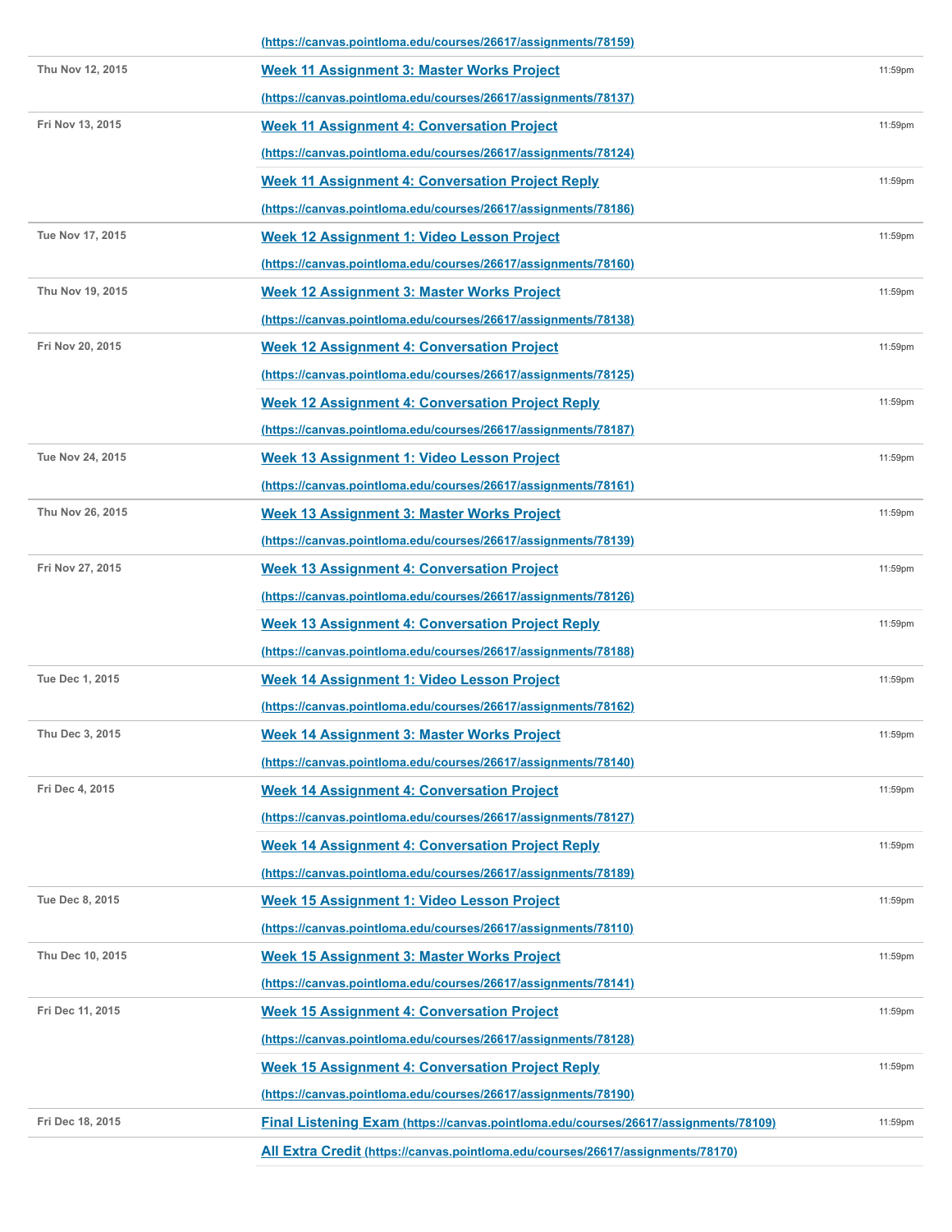| | | |
|---|---|---|
| | (https://canvas.pointloma.edu/courses/26617/assignments/78159) | |
| Thu Nov 12, 2015 | **Week 11 Assignment 3: Master Works Project** (https://canvas.pointloma.edu/courses/26617/assignments/78137) | 11:59pm |
| Fri Nov 13, 2015 | **Week 11 Assignment 4: Conversation Project** (https://canvas.pointloma.edu/courses/26617/assignments/78124) | 11:59pm |
| | **Week 11 Assignment 4: Conversation Project Reply** (https://canvas.pointloma.edu/courses/26617/assignments/78186) | 11:59pm |
| Tue Nov 17, 2015 | **Week 12 Assignment 1: Video Lesson Project** (https://canvas.pointloma.edu/courses/26617/assignments/78160) | 11:59pm |
| Thu Nov 19, 2015 | **Week 12 Assignment 3: Master Works Project** (https://canvas.pointloma.edu/courses/26617/assignments/78138) | 11:59pm |
| Fri Nov 20, 2015 | **Week 12 Assignment 4: Conversation Project** (https://canvas.pointloma.edu/courses/26617/assignments/78125) | 11:59pm |
| | **Week 12 Assignment 4: Conversation Project Reply** (https://canvas.pointloma.edu/courses/26617/assignments/78187) | 11:59pm |
| Tue Nov 24, 2015 | **Week 13 Assignment 1: Video Lesson Project** (https://canvas.pointloma.edu/courses/26617/assignments/78161) | 11:59pm |
| Thu Nov 26, 2015 | **Week 13 Assignment 3: Master Works Project** (https://canvas.pointloma.edu/courses/26617/assignments/78139) | 11:59pm |
| Fri Nov 27, 2015 | **Week 13 Assignment 4: Conversation Project** (https://canvas.pointloma.edu/courses/26617/assignments/78126) | 11:59pm |
| | **Week 13 Assignment 4: Conversation Project Reply** (https://canvas.pointloma.edu/courses/26617/assignments/78188) | 11:59pm |
| Tue Dec 1, 2015 | **Week 14 Assignment 1: Video Lesson Project** (https://canvas.pointloma.edu/courses/26617/assignments/78162) | 11:59pm |
| Thu Dec 3, 2015 | **Week 14 Assignment 3: Master Works Project** (https://canvas.pointloma.edu/courses/26617/assignments/78140) | 11:59pm |
| Fri Dec 4, 2015 | **Week 14 Assignment 4: Conversation Project** (https://canvas.pointloma.edu/courses/26617/assignments/78127) | 11:59pm |
| | **Week 14 Assignment 4: Conversation Project Reply** (https://canvas.pointloma.edu/courses/26617/assignments/78189) | 11:59pm |
| Tue Dec 8, 2015 | **Week 15 Assignment 1: Video Lesson Project** (https://canvas.pointloma.edu/courses/26617/assignments/78110) | 11:59pm |
| Thu Dec 10, 2015 | **Week 15 Assignment 3: Master Works Project** (https://canvas.pointloma.edu/courses/26617/assignments/78141) | 11:59pm |
| Fri Dec 11, 2015 | **Week 15 Assignment 4: Conversation Project** (https://canvas.pointloma.edu/courses/26617/assignments/78128) | 11:59pm |
| | **Week 15 Assignment 4: Conversation Project Reply** (https://canvas.pointloma.edu/courses/26617/assignments/78190) | 11:59pm |
| Fri Dec 18, 2015 | **Final Listening Exam** (https://canvas.pointloma.edu/courses/26617/assignments/78109) | 11:59pm |
| | **All Extra Credit** (https://canvas.pointloma.edu/courses/26617/assignments/78170) | |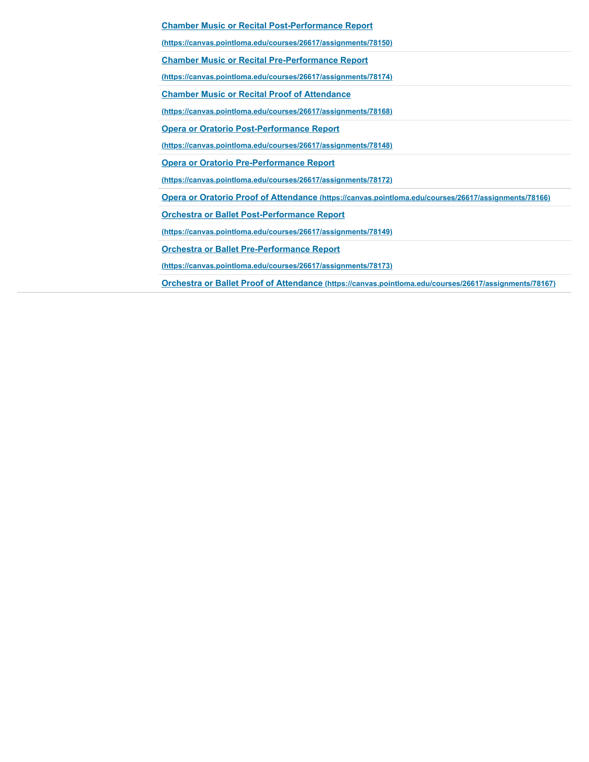**Chamber Music or Recital Post-Performance Report (https://canvas.pointloma.edu/courses/26617/assignments/78150)**

**Chamber Music or Recital Pre-Performance Report (https://canvas.pointloma.edu/courses/26617/assignments/78174)**

**Chamber Music or Recital Proof of Attendance (https://canvas.pointloma.edu/courses/26617/assignments/78168)**

**Opera or Oratorio Post-Performance Report (https://canvas.pointloma.edu/courses/26617/assignments/78148)**

**Opera or Oratorio Pre-Performance Report (https://canvas.pointloma.edu/courses/26617/assignments/78172)**

**Opera or Oratorio Proof of Attendance (https://canvas.pointloma.edu/courses/26617/assignments/78166)**

**Orchestra or Ballet Post-Performance Report (https://canvas.pointloma.edu/courses/26617/assignments/78149)**

**Orchestra or Ballet Pre-Performance Report (https://canvas.pointloma.edu/courses/26617/assignments/78173)**

**Orchestra or Ballet Proof of Attendance (https://canvas.pointloma.edu/courses/26617/assignments/78167)**